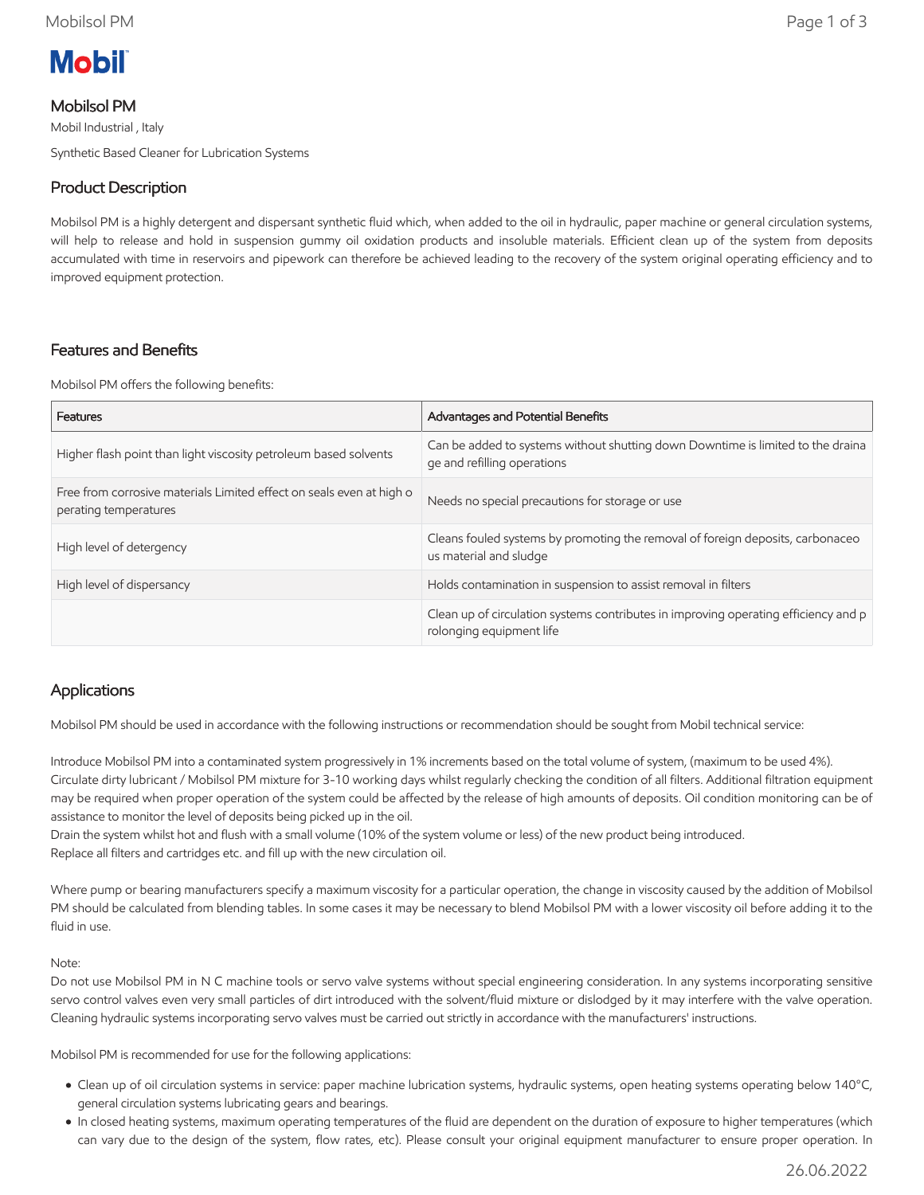# Mobil

## Mobilsol PM

Mobil Industrial , Italy

Synthetic Based Cleaner for Lubrication Systems

## Product Description

Mobilsol PM is a highly detergent and dispersant synthetic fluid which, when added to the oil in hydraulic, paper machine or general circulation systems, will help to release and hold in suspension gummy oil oxidation products and insoluble materials. Efficient clean up of the system from deposits accumulated with time in reservoirs and pipework can therefore be achieved leading to the recovery of the system original operating efficiency and to improved equipment protection.

## Features and Benefits

Mobilsol PM offers the following benefits:

| Features | Advantages and Potential Benefits |
| --- | --- |
| Higher flash point than light viscosity petroleum based solvents | Can be added to systems without shutting down Downtime is limited to the drainage and refilling operations |
| Free from corrosive materials Limited effect on seals even at high operating temperatures | Needs no special precautions for storage or use |
| High level of detergency | Cleans fouled systems by promoting the removal of foreign deposits, carbonaceous material and sludge |
| High level of dispersancy | Holds contamination in suspension to assist removal in filters |
| | Clean up of circulation systems contributes in improving operating efficiency and prolonging equipment life |

## Applications

Mobilsol PM should be used in accordance with the following instructions or recommendation should be sought from Mobil technical service:

Introduce Mobilsol PM into a contaminated system progressively in 1% increments based on the total volume of system, (maximum to be used 4%). Circulate dirty lubricant / Mobilsol PM mixture for 3-10 working days whilst regularly checking the condition of all filters. Additional filtration equipment may be required when proper operation of the system could be affected by the release of high amounts of deposits. Oil condition monitoring can be of assistance to monitor the level of deposits being picked up in the oil.
Drain the system whilst hot and flush with a small volume (10% of the system volume or less) of the new product being introduced.
Replace all filters and cartridges etc. and fill up with the new circulation oil.

Where pump or bearing manufacturers specify a maximum viscosity for a particular operation, the change in viscosity caused by the addition of Mobilsol PM should be calculated from blending tables. In some cases it may be necessary to blend Mobilsol PM with a lower viscosity oil before adding it to the fluid in use.

Note:
Do not use Mobilsol PM in N C machine tools or servo valve systems without special engineering consideration. In any systems incorporating sensitive servo control valves even very small particles of dirt introduced with the solvent/fluid mixture or dislodged by it may interfere with the valve operation. Cleaning hydraulic systems incorporating servo valves must be carried out strictly in accordance with the manufacturers' instructions.

Mobilsol PM is recommended for use for the following applications:

- Clean up of oil circulation systems in service: paper machine lubrication systems, hydraulic systems, open heating systems operating below 140°C, general circulation systems lubricating gears and bearings.
- In closed heating systems, maximum operating temperatures of the fluid are dependent on the duration of exposure to higher temperatures (which can vary due to the design of the system, flow rates, etc). Please consult your original equipment manufacturer to ensure proper operation. In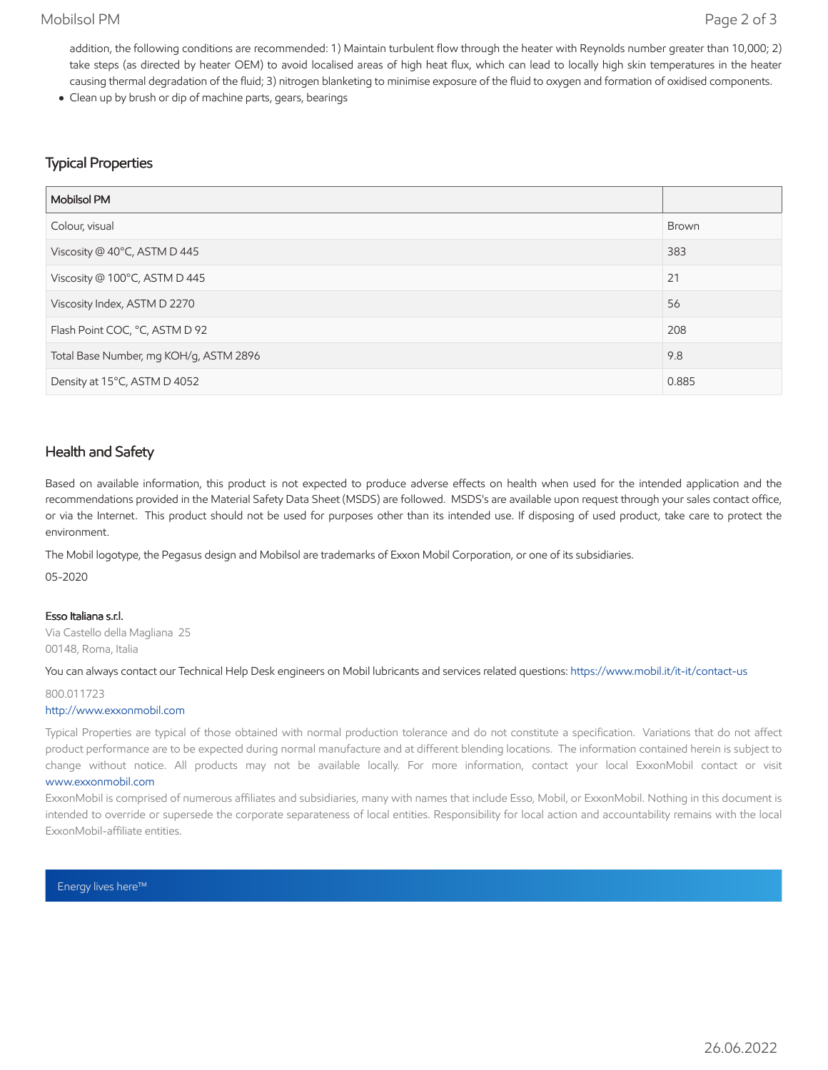addition, the following conditions are recommended: 1) Maintain turbulent flow through the heater with Reynolds number greater than 10,000; 2) take steps (as directed by heater OEM) to avoid localised areas of high heat flux, which can lead to locally high skin temperatures in the heater causing thermal degradation of the fluid; 3) nitrogen blanketing to minimise exposure of the fluid to oxygen and formation of oxidised components.

- Clean up by brush or dip of machine parts, gears, bearings

## Typical Properties

| Mobilsol PM | |
|---|---|
| Colour, visual | Brown |
| Viscosity @ 40°C, ASTM D 445 | 383 |
| Viscosity @ 100°C, ASTM D 445 | 21 |
| Viscosity Index, ASTM D 2270 | 56 |
| Flash Point COC, °C, ASTM D 92 | 208 |
| Total Base Number, mg KOH/g, ASTM 2896 | 9.8 |
| Density at 15°C, ASTM D 4052 | 0.885 |

## Health and Safety

Based on available information, this product is not expected to produce adverse effects on health when used for the intended application and the recommendations provided in the Material Safety Data Sheet (MSDS) are followed. MSDS's are available upon request through your sales contact office, or via the Internet. This product should not be used for purposes other than its intended use. If disposing of used product, take care to protect the environment.

The Mobil logotype, the Pegasus design and Mobilsol are trademarks of Exxon Mobil Corporation, or one of its subsidiaries.

05-2020

**Esso Italiana s.r.l.**
Via Castello della Magliana 25
00148, Roma, Italia

You can always contact our Technical Help Desk engineers on Mobil lubricants and services related questions: https://www.mobil.it/it-it/contact-us

800.011723
http://www.exxonmobil.com

Typical Properties are typical of those obtained with normal production tolerance and do not constitute a specification. Variations that do not affect product performance are to be expected during normal manufacture and at different blending locations. The information contained herein is subject to change without notice. All products may not be available locally. For more information, contact your local ExxonMobil contact or visit www.exxonmobil.com

ExxonMobil is comprised of numerous affiliates and subsidiaries, many with names that include Esso, Mobil, or ExxonMobil. Nothing in this document is intended to override or supersede the corporate separateness of local entities. Responsibility for local action and accountability remains with the local ExxonMobil-affiliate entities.

Energy lives here™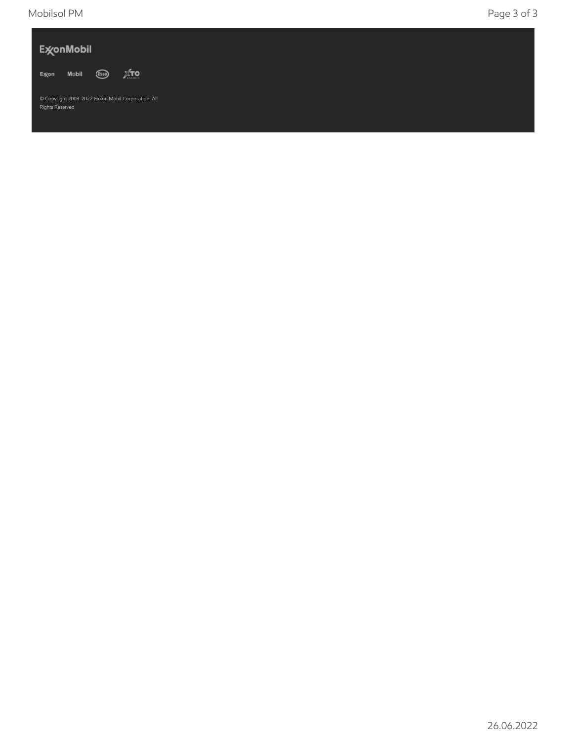ExxonMobil

Exxon Mobil Esso XTO

© Copyright 2003-2022 Exxon Mobil Corporation. All Rights Reserved